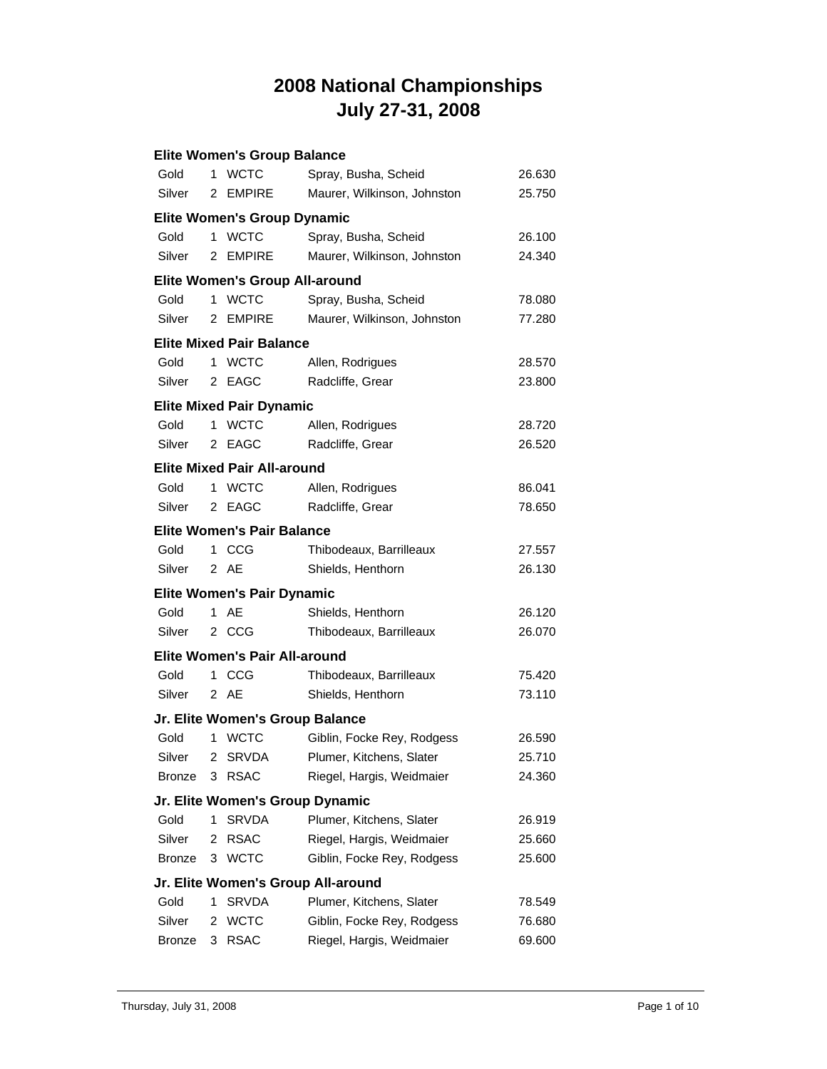# 2008 National Championships
# July 27-31, 2008

### Elite Women's Group Balance

| | | | | |
|---|---|---|---|---|
| Gold | 1 | WCTC | Spray, Busha, Scheid | 26.630 |
| Silver | 2 | EMPIRE | Maurer, Wilkinson, Johnston | 25.750 |

### Elite Women's Group Dynamic

| | | | | |
|---|---|---|---|---|
| Gold | 1 | WCTC | Spray, Busha, Scheid | 26.100 |
| Silver | 2 | EMPIRE | Maurer, Wilkinson, Johnston | 24.340 |

### Elite Women's Group All-around

| | | | | |
|---|---|---|---|---|
| Gold | 1 | WCTC | Spray, Busha, Scheid | 78.080 |
| Silver | 2 | EMPIRE | Maurer, Wilkinson, Johnston | 77.280 |

### Elite Mixed Pair Balance

| | | | | |
|---|---|---|---|---|
| Gold | 1 | WCTC | Allen, Rodrigues | 28.570 |
| Silver | 2 | EAGC | Radcliffe, Grear | 23.800 |

### Elite Mixed Pair Dynamic

| | | | | |
|---|---|---|---|---|
| Gold | 1 | WCTC | Allen, Rodrigues | 28.720 |
| Silver | 2 | EAGC | Radcliffe, Grear | 26.520 |

### Elite Mixed Pair All-around

| | | | | |
|---|---|---|---|---|
| Gold | 1 | WCTC | Allen, Rodrigues | 86.041 |
| Silver | 2 | EAGC | Radcliffe, Grear | 78.650 |

### Elite Women's Pair Balance

| | | | | |
|---|---|---|---|---|
| Gold | 1 | CCG | Thibodeaux, Barrilleaux | 27.557 |
| Silver | 2 | AE | Shields, Henthorn | 26.130 |

### Elite Women's Pair Dynamic

| | | | | |
|---|---|---|---|---|
| Gold | 1 | AE | Shields, Henthorn | 26.120 |
| Silver | 2 | CCG | Thibodeaux, Barrilleaux | 26.070 |

### Elite Women's Pair All-around

| | | | | |
|---|---|---|---|---|
| Gold | 1 | CCG | Thibodeaux, Barrilleaux | 75.420 |
| Silver | 2 | AE | Shields, Henthorn | 73.110 |

### Jr. Elite Women's Group Balance

| | | | | |
|---|---|---|---|---|
| Gold | 1 | WCTC | Giblin, Focke Rey, Rodgess | 26.590 |
| Silver | 2 | SRVDA | Plumer, Kitchens, Slater | 25.710 |
| Bronze | 3 | RSAC | Riegel, Hargis, Weidmaier | 24.360 |

### Jr. Elite Women's Group Dynamic

| | | | | |
|---|---|---|---|---|
| Gold | 1 | SRVDA | Plumer, Kitchens, Slater | 26.919 |
| Silver | 2 | RSAC | Riegel, Hargis, Weidmaier | 25.660 |
| Bronze | 3 | WCTC | Giblin, Focke Rey, Rodgess | 25.600 |

### Jr. Elite Women's Group All-around

| | | | | |
|---|---|---|---|---|
| Gold | 1 | SRVDA | Plumer, Kitchens, Slater | 78.549 |
| Silver | 2 | WCTC | Giblin, Focke Rey, Rodgess | 76.680 |
| Bronze | 3 | RSAC | Riegel, Hargis, Weidmaier | 69.600 |

Thursday, July 31, 2008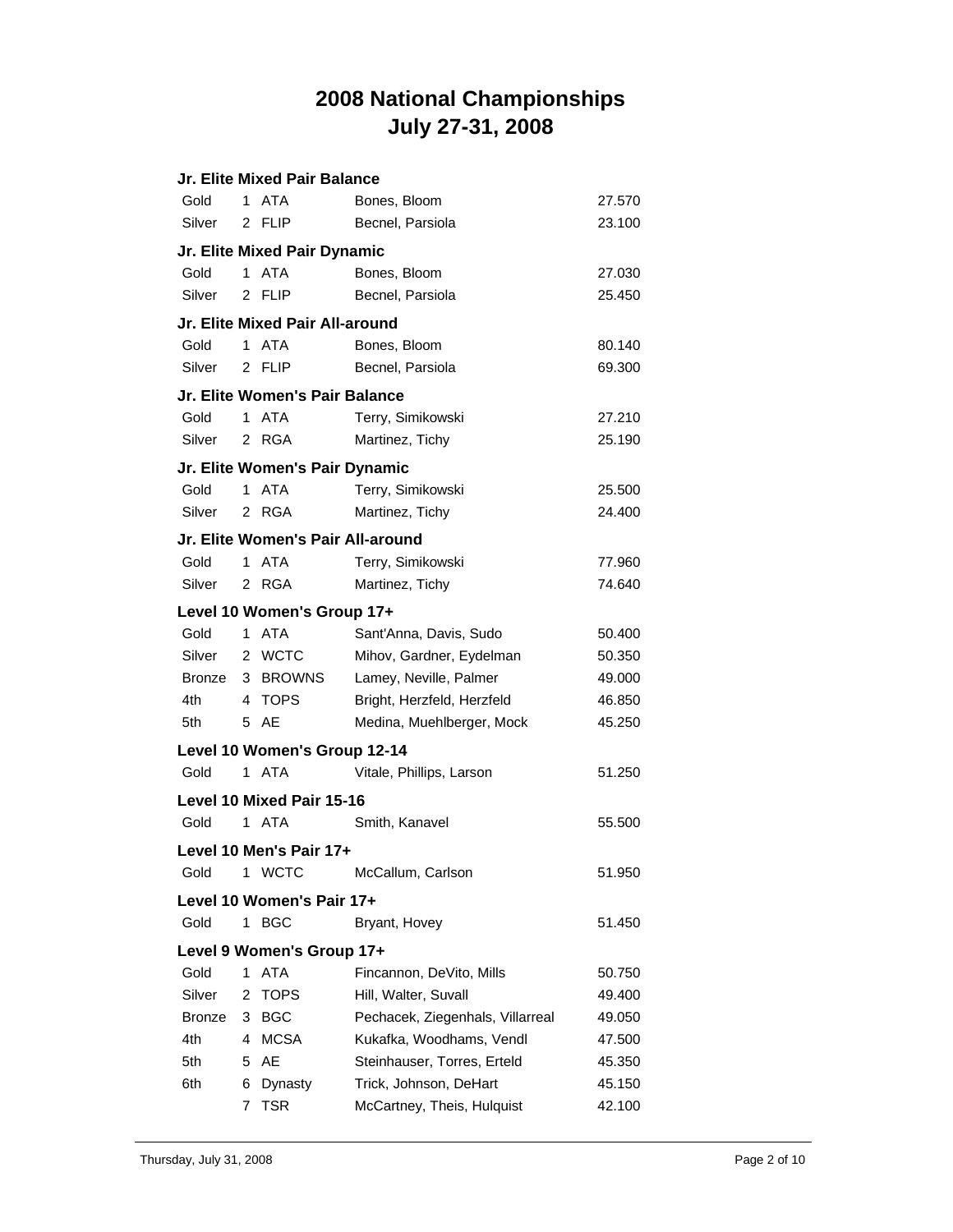# 2008 National Championships
# July 27-31, 2008

### Jr. Elite Mixed Pair Balance

| | | | | |
|---|---|---|---|---|
| Gold | 1 | ATA | Bones, Bloom | 27.570 |
| Silver | 2 | FLIP | Becnel, Parsiola | 23.100 |

### Jr. Elite Mixed Pair Dynamic

| | | | | |
|---|---|---|---|---|
| Gold | 1 | ATA | Bones, Bloom | 27.030 |
| Silver | 2 | FLIP | Becnel, Parsiola | 25.450 |

### Jr. Elite Mixed Pair All-around

| | | | | |
|---|---|---|---|---|
| Gold | 1 | ATA | Bones, Bloom | 80.140 |
| Silver | 2 | FLIP | Becnel, Parsiola | 69.300 |

### Jr. Elite Women's Pair Balance

| | | | | |
|---|---|---|---|---|
| Gold | 1 | ATA | Terry, Simikowski | 27.210 |
| Silver | 2 | RGA | Martinez, Tichy | 25.190 |

### Jr. Elite Women's Pair Dynamic

| | | | | |
|---|---|---|---|---|
| Gold | 1 | ATA | Terry, Simikowski | 25.500 |
| Silver | 2 | RGA | Martinez, Tichy | 24.400 |

### Jr. Elite Women's Pair All-around

| | | | | |
|---|---|---|---|---|
| Gold | 1 | ATA | Terry, Simikowski | 77.960 |
| Silver | 2 | RGA | Martinez, Tichy | 74.640 |

### Level 10 Women's Group 17+

| | | | | |
|---|---|---|---|---|
| Gold | 1 | ATA | Sant'Anna, Davis, Sudo | 50.400 |
| Silver | 2 | WCTC | Mihov, Gardner, Eydelman | 50.350 |
| Bronze | 3 | BROWNS | Lamey, Neville, Palmer | 49.000 |
| 4th | 4 | TOPS | Bright, Herzfeld, Herzfeld | 46.850 |
| 5th | 5 | AE | Medina, Muehlberger, Mock | 45.250 |

### Level 10 Women's Group 12-14

| | | | | |
|---|---|---|---|---|
| Gold | 1 | ATA | Vitale, Phillips, Larson | 51.250 |

### Level 10 Mixed Pair 15-16

| | | | | |
|---|---|---|---|---|
| Gold | 1 | ATA | Smith, Kanavel | 55.500 |

### Level 10 Men's Pair 17+

| | | | | |
|---|---|---|---|---|
| Gold | 1 | WCTC | McCallum, Carlson | 51.950 |

### Level 10 Women's Pair 17+

| | | | | |
|---|---|---|---|---|
| Gold | 1 | BGC | Bryant, Hovey | 51.450 |

### Level 9 Women's Group 17+

| | | | | |
|---|---|---|---|---|
| Gold | 1 | ATA | Fincannon, DeVito, Mills | 50.750 |
| Silver | 2 | TOPS | Hill, Walter, Suvall | 49.400 |
| Bronze | 3 | BGC | Pechacek, Ziegenhals, Villarreal | 49.050 |
| 4th | 4 | MCSA | Kukafka, Woodhams, Vendl | 47.500 |
| 5th | 5 | AE | Steinhauser, Torres, Erteld | 45.350 |
| 6th | 6 | Dynasty | Trick, Johnson, DeHart | 45.150 |
| | 7 | TSR | McCartney, Theis, Hulquist | 42.100 |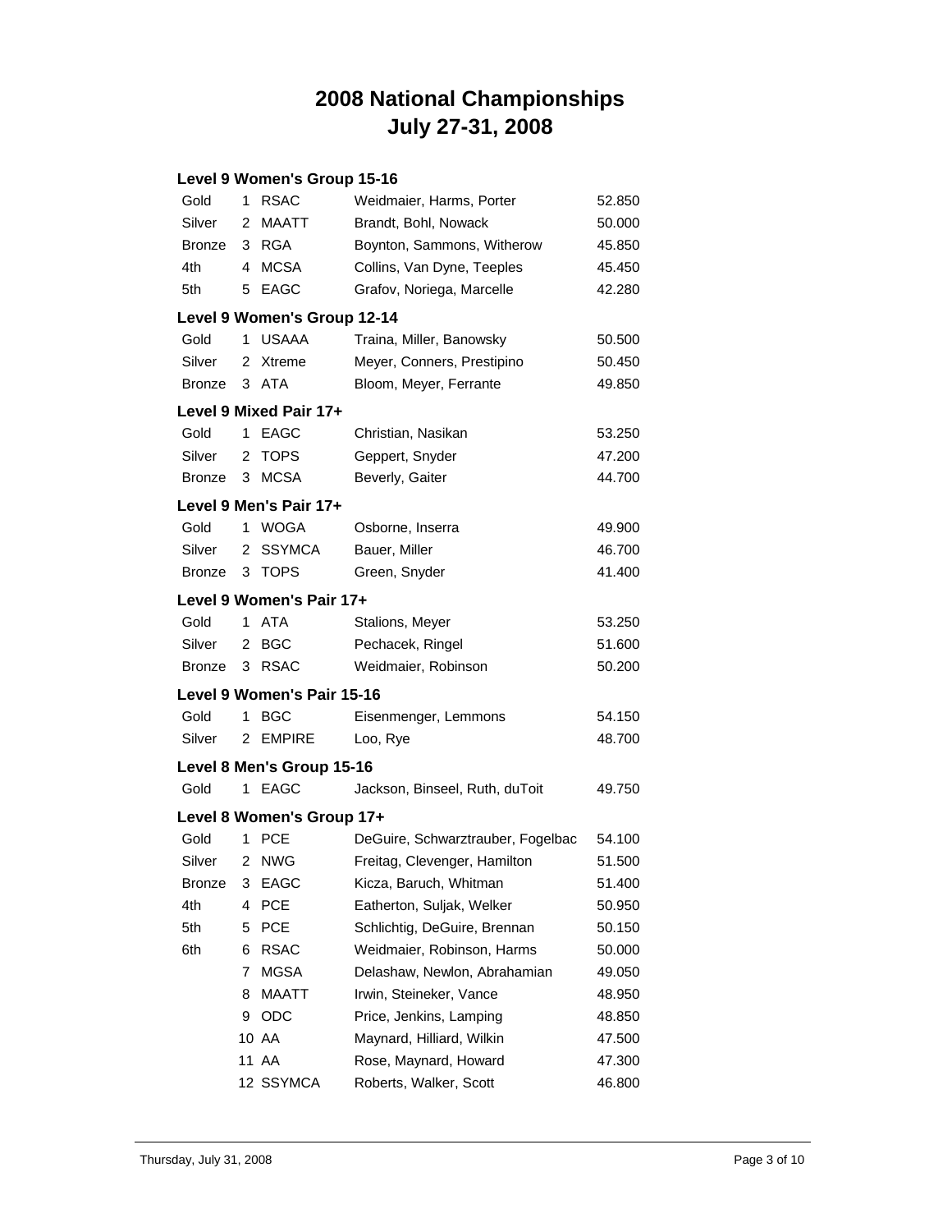# 2008 National Championships
# July 27-31, 2008

### Level 9 Women's Group 15-16

| Medal | Place | Club | Athletes | Score |
|---|---|---|---|---|
| Gold | 1 | RSAC | Weidmaier, Harms, Porter | 52.850 |
| Silver | 2 | MAATT | Brandt, Bohl, Nowack | 50.000 |
| Bronze | 3 | RGA | Boynton, Sammons, Witherow | 45.850 |
| 4th | 4 | MCSA | Collins, Van Dyne, Teeples | 45.450 |
| 5th | 5 | EAGC | Grafov, Noriega, Marcelle | 42.280 |

### Level 9 Women's Group 12-14

| Medal | Place | Club | Athletes | Score |
|---|---|---|---|---|
| Gold | 1 | USAAA | Traina, Miller, Banowsky | 50.500 |
| Silver | 2 | Xtreme | Meyer, Conners, Prestipino | 50.450 |
| Bronze | 3 | ATA | Bloom, Meyer, Ferrante | 49.850 |

### Level 9 Mixed Pair 17+

| Medal | Place | Club | Athletes | Score |
|---|---|---|---|---|
| Gold | 1 | EAGC | Christian, Nasikan | 53.250 |
| Silver | 2 | TOPS | Geppert, Snyder | 47.200 |
| Bronze | 3 | MCSA | Beverly, Gaiter | 44.700 |

### Level 9 Men's Pair 17+

| Medal | Place | Club | Athletes | Score |
|---|---|---|---|---|
| Gold | 1 | WOGA | Osborne, Inserra | 49.900 |
| Silver | 2 | SSYMCA | Bauer, Miller | 46.700 |
| Bronze | 3 | TOPS | Green, Snyder | 41.400 |

### Level 9 Women's Pair 17+

| Medal | Place | Club | Athletes | Score |
|---|---|---|---|---|
| Gold | 1 | ATA | Stalions, Meyer | 53.250 |
| Silver | 2 | BGC | Pechacek, Ringel | 51.600 |
| Bronze | 3 | RSAC | Weidmaier, Robinson | 50.200 |

### Level 9 Women's Pair 15-16

| Medal | Place | Club | Athletes | Score |
|---|---|---|---|---|
| Gold | 1 | BGC | Eisenmenger, Lemmons | 54.150 |
| Silver | 2 | EMPIRE | Loo, Rye | 48.700 |

### Level 8 Men's Group 15-16

| Medal | Place | Club | Athletes | Score |
|---|---|---|---|---|
| Gold | 1 | EAGC | Jackson, Binseel, Ruth, duToit | 49.750 |

### Level 8 Women's Group 17+

| Medal | Place | Club | Athletes | Score |
|---|---|---|---|---|
| Gold | 1 | PCE | DeGuire, Schwarztrauber, Fogelbac | 54.100 |
| Silver | 2 | NWG | Freitag, Clevenger, Hamilton | 51.500 |
| Bronze | 3 | EAGC | Kicza, Baruch, Whitman | 51.400 |
| 4th | 4 | PCE | Eatherton, Suljak, Welker | 50.950 |
| 5th | 5 | PCE | Schlichtig, DeGuire, Brennan | 50.150 |
| 6th | 6 | RSAC | Weidmaier, Robinson, Harms | 50.000 |
| | 7 | MGSA | Delashaw, Newlon, Abrahamian | 49.050 |
| | 8 | MAATT | Irwin, Steineker, Vance | 48.950 |
| | 9 | ODC | Price, Jenkins, Lamping | 48.850 |
| | 10 | AA | Maynard, Hilliard, Wilkin | 47.500 |
| | 11 | AA | Rose, Maynard, Howard | 47.300 |
| | 12 | SSYMCA | Roberts, Walker, Scott | 46.800 |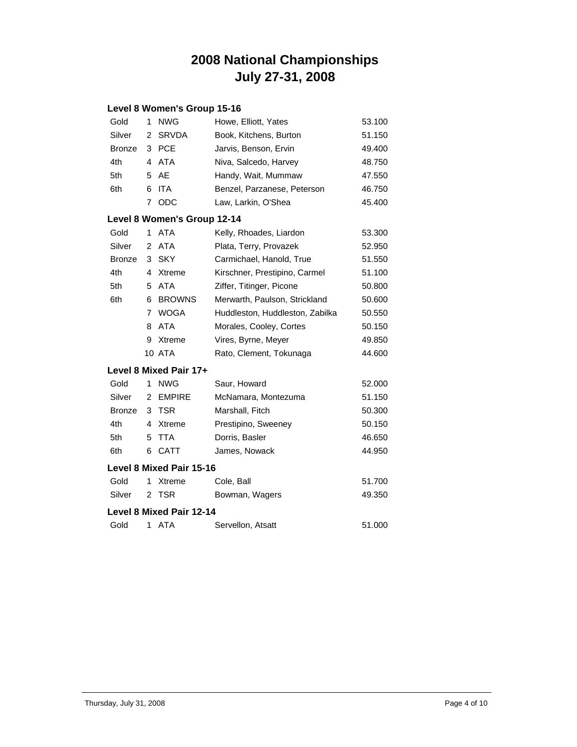# 2008 National Championships
# July 27-31, 2008

### Level 8 Women's Group 15-16

| | | | | |
|---|---|---|---|---|
| Gold | 1 | NWG | Howe, Elliott, Yates | 53.100 |
| Silver | 2 | SRVDA | Book, Kitchens, Burton | 51.150 |
| Bronze | 3 | PCE | Jarvis, Benson, Ervin | 49.400 |
| 4th | 4 | ATA | Niva, Salcedo, Harvey | 48.750 |
| 5th | 5 | AE | Handy, Wait, Mummaw | 47.550 |
| 6th | 6 | ITA | Benzel, Parzanese, Peterson | 46.750 |
| | 7 | ODC | Law, Larkin, O'Shea | 45.400 |

### Level 8 Women's Group 12-14

| | | | | |
|---|---|---|---|---|
| Gold | 1 | ATA | Kelly, Rhoades, Liardon | 53.300 |
| Silver | 2 | ATA | Plata, Terry, Provazek | 52.950 |
| Bronze | 3 | SKY | Carmichael, Hanold, True | 51.550 |
| 4th | 4 | Xtreme | Kirschner, Prestipino, Carmel | 51.100 |
| 5th | 5 | ATA | Ziffer, Titinger, Picone | 50.800 |
| 6th | 6 | BROWNS | Merwarth, Paulson, Strickland | 50.600 |
| | 7 | WOGA | Huddleston, Huddleston, Zabilka | 50.550 |
| | 8 | ATA | Morales, Cooley, Cortes | 50.150 |
| | 9 | Xtreme | Vires, Byrne, Meyer | 49.850 |
| | 10 | ATA | Rato, Clement, Tokunaga | 44.600 |

### Level 8 Mixed Pair 17+

| | | | | |
|---|---|---|---|---|
| Gold | 1 | NWG | Saur, Howard | 52.000 |
| Silver | 2 | EMPIRE | McNamara, Montezuma | 51.150 |
| Bronze | 3 | TSR | Marshall, Fitch | 50.300 |
| 4th | 4 | Xtreme | Prestipino, Sweeney | 50.150 |
| 5th | 5 | TTA | Dorris, Basler | 46.650 |
| 6th | 6 | CATT | James, Nowack | 44.950 |

### Level 8 Mixed Pair 15-16

| | | | | |
|---|---|---|---|---|
| Gold | 1 | Xtreme | Cole, Ball | 51.700 |
| Silver | 2 | TSR | Bowman, Wagers | 49.350 |

### Level 8 Mixed Pair 12-14

| | | | | |
|---|---|---|---|---|
| Gold | 1 | ATA | Servellon, Atsatt | 51.000 |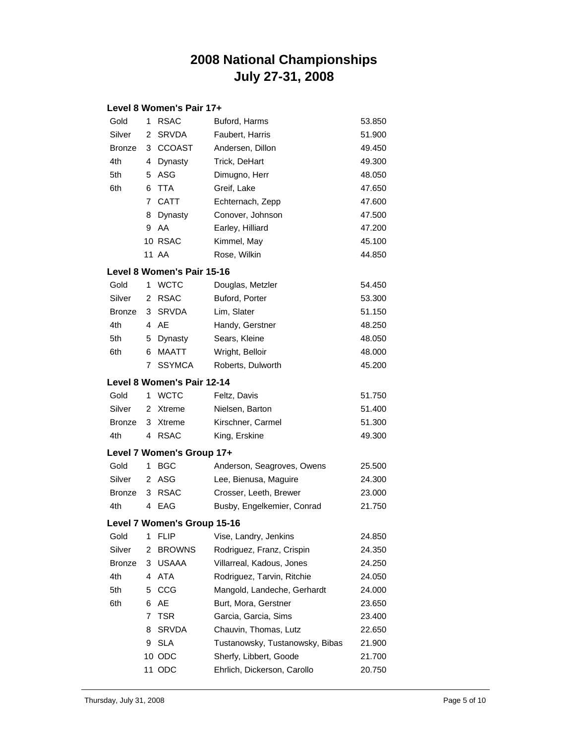# 2008 National Championships
# July 27-31, 2008

### Level 8 Women's Pair 17+

| Medal | Place | Club | Names | Score |
|---|---|---|---|---|
| Gold | 1 | RSAC | Buford, Harms | 53.850 |
| Silver | 2 | SRVDA | Faubert, Harris | 51.900 |
| Bronze | 3 | CCOAST | Andersen, Dillon | 49.450 |
| 4th | 4 | Dynasty | Trick, DeHart | 49.300 |
| 5th | 5 | ASG | Dimugno, Herr | 48.050 |
| 6th | 6 | TTA | Greif, Lake | 47.650 |
| | 7 | CATT | Echternach, Zepp | 47.600 |
| | 8 | Dynasty | Conover, Johnson | 47.500 |
| | 9 | AA | Earley, Hilliard | 47.200 |
| | 10 | RSAC | Kimmel, May | 45.100 |
| | 11 | AA | Rose, Wilkin | 44.850 |

### Level 8 Women's Pair 15-16

| Medal | Place | Club | Names | Score |
|---|---|---|---|---|
| Gold | 1 | WCTC | Douglas, Metzler | 54.450 |
| Silver | 2 | RSAC | Buford, Porter | 53.300 |
| Bronze | 3 | SRVDA | Lim, Slater | 51.150 |
| 4th | 4 | AE | Handy, Gerstner | 48.250 |
| 5th | 5 | Dynasty | Sears, Kleine | 48.050 |
| 6th | 6 | MAATT | Wright, Belloir | 48.000 |
| | 7 | SSYMCA | Roberts, Dulworth | 45.200 |

### Level 8 Women's Pair 12-14

| Medal | Place | Club | Names | Score |
|---|---|---|---|---|
| Gold | 1 | WCTC | Feltz, Davis | 51.750 |
| Silver | 2 | Xtreme | Nielsen, Barton | 51.400 |
| Bronze | 3 | Xtreme | Kirschner, Carmel | 51.300 |
| 4th | 4 | RSAC | King, Erskine | 49.300 |

### Level 7 Women's Group 17+

| Medal | Place | Club | Names | Score |
|---|---|---|---|---|
| Gold | 1 | BGC | Anderson, Seagroves, Owens | 25.500 |
| Silver | 2 | ASG | Lee, Bienusa, Maguire | 24.300 |
| Bronze | 3 | RSAC | Crosser, Leeth, Brewer | 23.000 |
| 4th | 4 | EAG | Busby, Engelkemier, Conrad | 21.750 |

### Level 7 Women's Group 15-16

| Medal | Place | Club | Names | Score |
|---|---|---|---|---|
| Gold | 1 | FLIP | Vise, Landry, Jenkins | 24.850 |
| Silver | 2 | BROWNS | Rodriguez, Franz, Crispin | 24.350 |
| Bronze | 3 | USAAA | Villarreal, Kadous, Jones | 24.250 |
| 4th | 4 | ATA | Rodriguez, Tarvin, Ritchie | 24.050 |
| 5th | 5 | CCG | Mangold, Landeche, Gerhardt | 24.000 |
| 6th | 6 | AE | Burt, Mora, Gerstner | 23.650 |
| | 7 | TSR | Garcia, Garcia, Sims | 23.400 |
| | 8 | SRVDA | Chauvin, Thomas, Lutz | 22.650 |
| | 9 | SLA | Tustanowsky, Tustanowsky, Bibas | 21.900 |
| | 10 | ODC | Sherfy, Libbert, Goode | 21.700 |
| | 11 | ODC | Ehrlich, Dickerson, Carollo | 20.750 |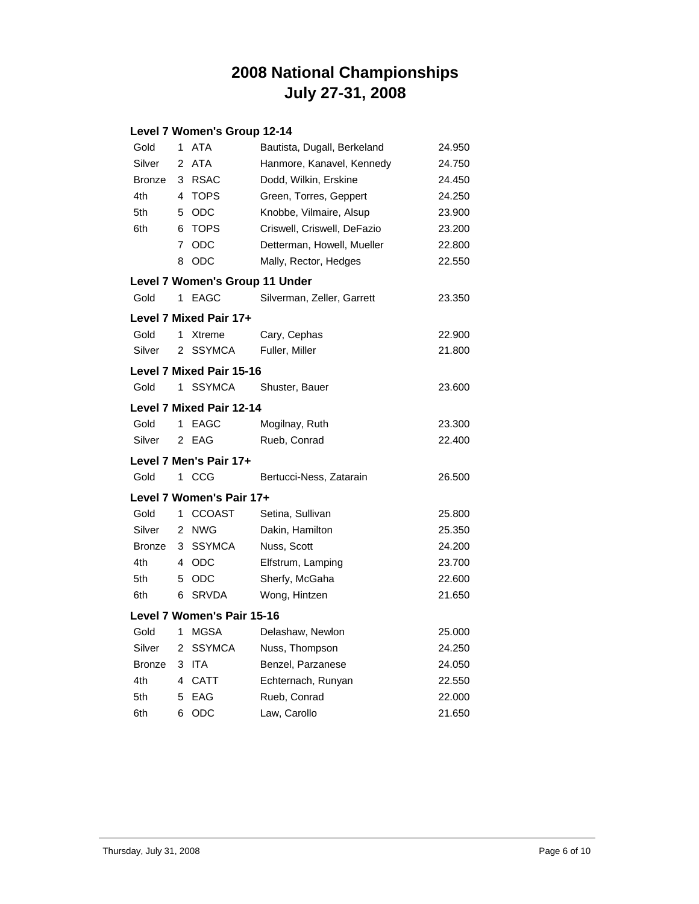# 2008 National Championships
# July 27-31, 2008

### Level 7 Women's Group 12-14

| Place | # | Club | Names | Score |
|---|---|---|---|---|
| Gold | 1 | ATA | Bautista, Dugall, Berkeland | 24.950 |
| Silver | 2 | ATA | Hanmore, Kanavel, Kennedy | 24.750 |
| Bronze | 3 | RSAC | Dodd, Wilkin, Erskine | 24.450 |
| 4th | 4 | TOPS | Green, Torres, Geppert | 24.250 |
| 5th | 5 | ODC | Knobbe, Vilmaire, Alsup | 23.900 |
| 6th | 6 | TOPS | Criswell, Criswell, DeFazio | 23.200 |
| | 7 | ODC | Detterman, Howell, Mueller | 22.800 |
| | 8 | ODC | Mally, Rector, Hedges | 22.550 |

### Level 7 Women's Group 11 Under

| Place | # | Club | Names | Score |
|---|---|---|---|---|
| Gold | 1 | EAGC | Silverman, Zeller, Garrett | 23.350 |

### Level 7 Mixed Pair 17+

| Place | # | Club | Names | Score |
|---|---|---|---|---|
| Gold | 1 | Xtreme | Cary, Cephas | 22.900 |
| Silver | 2 | SSYMCA | Fuller, Miller | 21.800 |

### Level 7 Mixed Pair 15-16

| Place | # | Club | Names | Score |
|---|---|---|---|---|
| Gold | 1 | SSYMCA | Shuster, Bauer | 23.600 |

### Level 7 Mixed Pair 12-14

| Place | # | Club | Names | Score |
|---|---|---|---|---|
| Gold | 1 | EAGC | Mogilnay, Ruth | 23.300 |
| Silver | 2 | EAG | Rueb, Conrad | 22.400 |

### Level 7 Men's Pair 17+

| Place | # | Club | Names | Score |
|---|---|---|---|---|
| Gold | 1 | CCG | Bertucci-Ness, Zatarain | 26.500 |

### Level 7 Women's Pair 17+

| Place | # | Club | Names | Score |
|---|---|---|---|---|
| Gold | 1 | CCOAST | Setina, Sullivan | 25.800 |
| Silver | 2 | NWG | Dakin, Hamilton | 25.350 |
| Bronze | 3 | SSYMCA | Nuss, Scott | 24.200 |
| 4th | 4 | ODC | Elfstrum, Lamping | 23.700 |
| 5th | 5 | ODC | Sherfy, McGaha | 22.600 |
| 6th | 6 | SRVDA | Wong, Hintzen | 21.650 |

### Level 7 Women's Pair 15-16

| Place | # | Club | Names | Score |
|---|---|---|---|---|
| Gold | 1 | MGSA | Delashaw, Newlon | 25.000 |
| Silver | 2 | SSYMCA | Nuss, Thompson | 24.250 |
| Bronze | 3 | ITA | Benzel, Parzanese | 24.050 |
| 4th | 4 | CATT | Echternach, Runyan | 22.550 |
| 5th | 5 | EAG | Rueb, Conrad | 22.000 |
| 6th | 6 | ODC | Law, Carollo | 21.650 |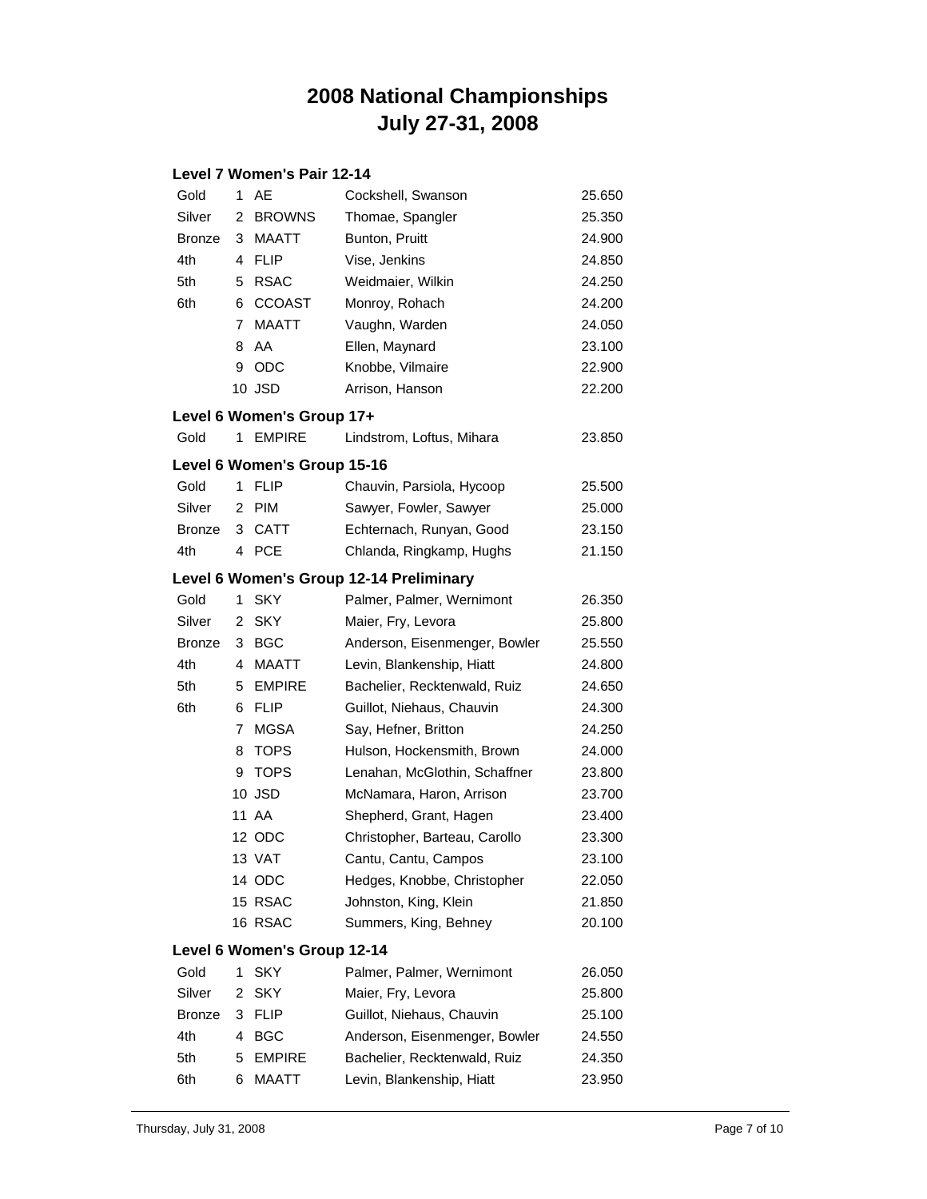# 2008 National Championships
# July 27-31, 2008

### Level 7 Women's Pair 12-14

| | | | | |
|---|---|---|---|---|
| Gold | 1 | AE | Cockshell, Swanson | 25.650 |
| Silver | 2 | BROWNS | Thomae, Spangler | 25.350 |
| Bronze | 3 | MAATT | Bunton, Pruitt | 24.900 |
| 4th | 4 | FLIP | Vise, Jenkins | 24.850 |
| 5th | 5 | RSAC | Weidmaier, Wilkin | 24.250 |
| 6th | 6 | CCOAST | Monroy, Rohach | 24.200 |
| | 7 | MAATT | Vaughn, Warden | 24.050 |
| | 8 | AA | Ellen, Maynard | 23.100 |
| | 9 | ODC | Knobbe, Vilmaire | 22.900 |
| | 10 | JSD | Arrison, Hanson | 22.200 |

### Level 6 Women's Group 17+

| | | | | |
|---|---|---|---|---|
| Gold | 1 | EMPIRE | Lindstrom, Loftus, Mihara | 23.850 |

### Level 6 Women's Group 15-16

| | | | | |
|---|---|---|---|---|
| Gold | 1 | FLIP | Chauvin, Parsiola, Hycoop | 25.500 |
| Silver | 2 | PIM | Sawyer, Fowler, Sawyer | 25.000 |
| Bronze | 3 | CATT | Echternach, Runyan, Good | 23.150 |
| 4th | 4 | PCE | Chlanda, Ringkamp, Hughs | 21.150 |

### Level 6 Women's Group 12-14 Preliminary

| | | | | |
|---|---|---|---|---|
| Gold | 1 | SKY | Palmer, Palmer, Wernimont | 26.350 |
| Silver | 2 | SKY | Maier, Fry, Levora | 25.800 |
| Bronze | 3 | BGC | Anderson, Eisenmenger, Bowler | 25.550 |
| 4th | 4 | MAATT | Levin, Blankenship, Hiatt | 24.800 |
| 5th | 5 | EMPIRE | Bachelier, Recktenwald, Ruiz | 24.650 |
| 6th | 6 | FLIP | Guillot, Niehaus, Chauvin | 24.300 |
| | 7 | MGSA | Say, Hefner, Britton | 24.250 |
| | 8 | TOPS | Hulson, Hockensmith, Brown | 24.000 |
| | 9 | TOPS | Lenahan, McGlothin, Schaffner | 23.800 |
| | 10 | JSD | McNamara, Haron, Arrison | 23.700 |
| | 11 | AA | Shepherd, Grant, Hagen | 23.400 |
| | 12 | ODC | Christopher, Barteau, Carollo | 23.300 |
| | 13 | VAT | Cantu, Cantu, Campos | 23.100 |
| | 14 | ODC | Hedges, Knobbe, Christopher | 22.050 |
| | 15 | RSAC | Johnston, King, Klein | 21.850 |
| | 16 | RSAC | Summers, King, Behney | 20.100 |

### Level 6 Women's Group 12-14

| | | | | |
|---|---|---|---|---|
| Gold | 1 | SKY | Palmer, Palmer, Wernimont | 26.050 |
| Silver | 2 | SKY | Maier, Fry, Levora | 25.800 |
| Bronze | 3 | FLIP | Guillot, Niehaus, Chauvin | 25.100 |
| 4th | 4 | BGC | Anderson, Eisenmenger, Bowler | 24.550 |
| 5th | 5 | EMPIRE | Bachelier, Recktenwald, Ruiz | 24.350 |
| 6th | 6 | MAATT | Levin, Blankenship, Hiatt | 23.950 |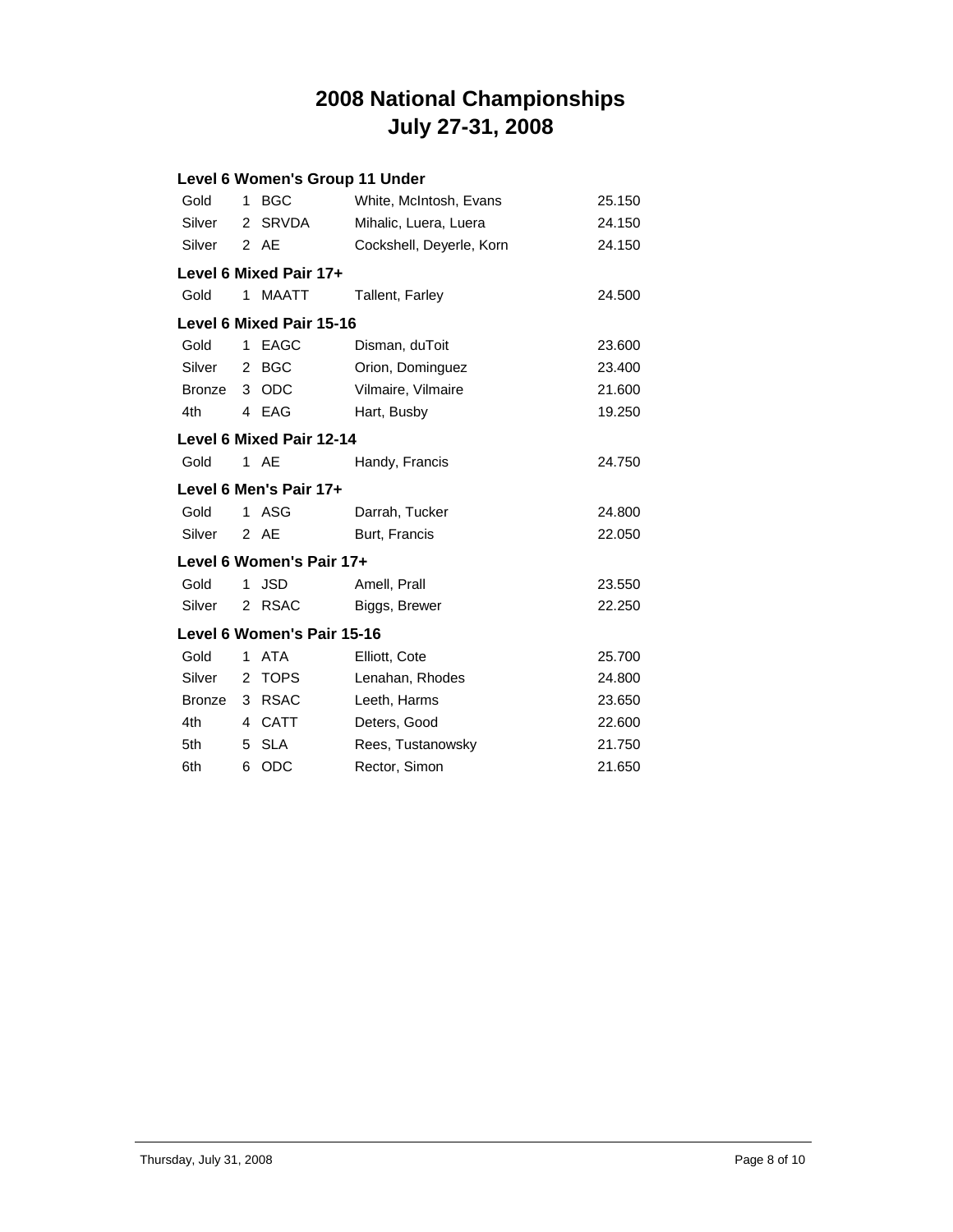# 2008 National Championships
# July 27-31, 2008

### Level 6 Women's Group 11 Under

| | | | | |
|---|---|---|---|---|
| Gold | 1 | BGC | White, McIntosh, Evans | 25.150 |
| Silver | 2 | SRVDA | Mihalic, Luera, Luera | 24.150 |
| Silver | 2 | AE | Cockshell, Deyerle, Korn | 24.150 |

### Level 6 Mixed Pair 17+

| | | | | |
|---|---|---|---|---|
| Gold | 1 | MAATT | Tallent, Farley | 24.500 |

### Level 6 Mixed Pair 15-16

| | | | | |
|---|---|---|---|---|
| Gold | 1 | EAGC | Disman, duToit | 23.600 |
| Silver | 2 | BGC | Orion, Dominguez | 23.400 |
| Bronze | 3 | ODC | Vilmaire, Vilmaire | 21.600 |
| 4th | 4 | EAG | Hart, Busby | 19.250 |

### Level 6 Mixed Pair 12-14

| | | | | |
|---|---|---|---|---|
| Gold | 1 | AE | Handy, Francis | 24.750 |

### Level 6 Men's Pair 17+

| | | | | |
|---|---|---|---|---|
| Gold | 1 | ASG | Darrah, Tucker | 24.800 |
| Silver | 2 | AE | Burt, Francis | 22.050 |

### Level 6 Women's Pair 17+

| | | | | |
|---|---|---|---|---|
| Gold | 1 | JSD | Amell, Prall | 23.550 |
| Silver | 2 | RSAC | Biggs, Brewer | 22.250 |

### Level 6 Women's Pair 15-16

| | | | | |
|---|---|---|---|---|
| Gold | 1 | ATA | Elliott, Cote | 25.700 |
| Silver | 2 | TOPS | Lenahan, Rhodes | 24.800 |
| Bronze | 3 | RSAC | Leeth, Harms | 23.650 |
| 4th | 4 | CATT | Deters, Good | 22.600 |
| 5th | 5 | SLA | Rees, Tustanowsky | 21.750 |
| 6th | 6 | ODC | Rector, Simon | 21.650 |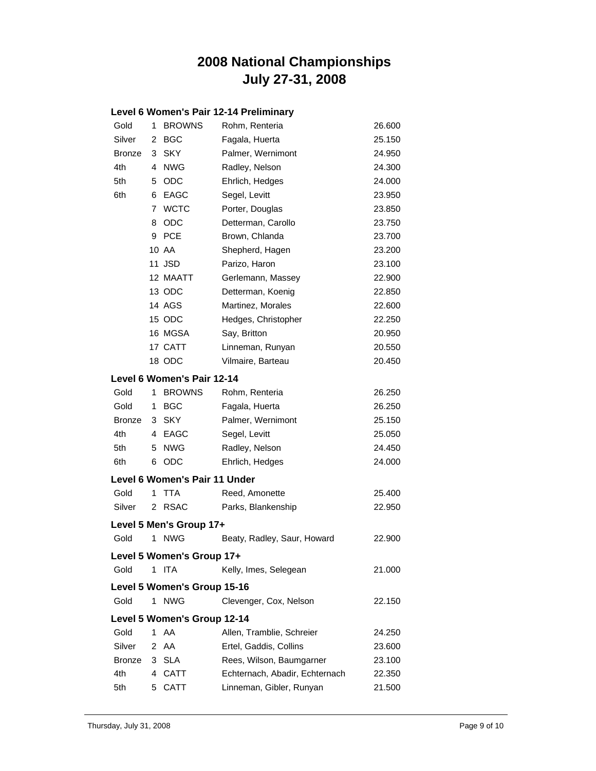# 2008 National Championships
# July 27-31, 2008

### Level 6 Women's Pair 12-14 Preliminary

| | | | | |
|---|---|---|---|---|
| Gold | 1 | BROWNS | Rohm, Renteria | 26.600 |
| Silver | 2 | BGC | Fagala, Huerta | 25.150 |
| Bronze | 3 | SKY | Palmer, Wernimont | 24.950 |
| 4th | 4 | NWG | Radley, Nelson | 24.300 |
| 5th | 5 | ODC | Ehrlich, Hedges | 24.000 |
| 6th | 6 | EAGC | Segel, Levitt | 23.950 |
| | 7 | WCTC | Porter, Douglas | 23.850 |
| | 8 | ODC | Detterman, Carollo | 23.750 |
| | 9 | PCE | Brown, Chlanda | 23.700 |
| | 10 | AA | Shepherd, Hagen | 23.200 |
| | 11 | JSD | Parizo, Haron | 23.100 |
| | 12 | MAATT | Gerlemann, Massey | 22.900 |
| | 13 | ODC | Detterman, Koenig | 22.850 |
| | 14 | AGS | Martinez, Morales | 22.600 |
| | 15 | ODC | Hedges, Christopher | 22.250 |
| | 16 | MGSA | Say, Britton | 20.950 |
| | 17 | CATT | Linneman, Runyan | 20.550 |
| | 18 | ODC | Vilmaire, Barteau | 20.450 |

### Level 6 Women's Pair 12-14

| | | | | |
|---|---|---|---|---|
| Gold | 1 | BROWNS | Rohm, Renteria | 26.250 |
| Gold | 1 | BGC | Fagala, Huerta | 26.250 |
| Bronze | 3 | SKY | Palmer, Wernimont | 25.150 |
| 4th | 4 | EAGC | Segel, Levitt | 25.050 |
| 5th | 5 | NWG | Radley, Nelson | 24.450 |
| 6th | 6 | ODC | Ehrlich, Hedges | 24.000 |

### Level 6 Women's Pair 11 Under

| | | | | |
|---|---|---|---|---|
| Gold | 1 | TTA | Reed, Amonette | 25.400 |
| Silver | 2 | RSAC | Parks, Blankenship | 22.950 |

### Level 5 Men's Group 17+

| | | | | |
|---|---|---|---|---|
| Gold | 1 | NWG | Beaty, Radley, Saur, Howard | 22.900 |

### Level 5 Women's Group 17+

| | | | | |
|---|---|---|---|---|
| Gold | 1 | ITA | Kelly, Imes, Selegean | 21.000 |

### Level 5 Women's Group 15-16

| | | | | |
|---|---|---|---|---|
| Gold | 1 | NWG | Clevenger, Cox, Nelson | 22.150 |

### Level 5 Women's Group 12-14

| | | | | |
|---|---|---|---|---|
| Gold | 1 | AA | Allen, Tramblie, Schreier | 24.250 |
| Silver | 2 | AA | Ertel, Gaddis, Collins | 23.600 |
| Bronze | 3 | SLA | Rees, Wilson, Baumgarner | 23.100 |
| 4th | 4 | CATT | Echternach, Abadir, Echternach | 22.350 |
| 5th | 5 | CATT | Linneman, Gibler, Runyan | 21.500 |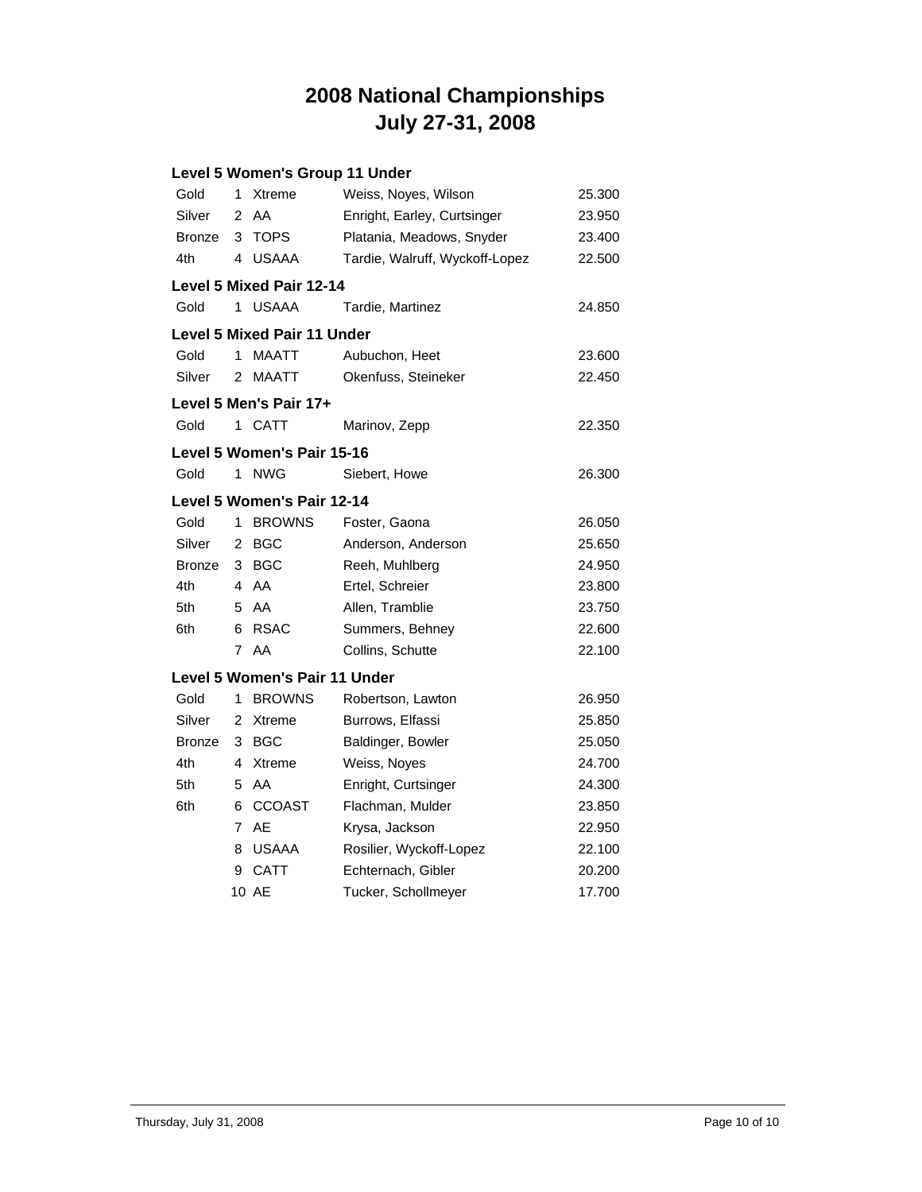# 2008 National Championships
# July 27-31, 2008

### Level 5 Women's Group 11 Under

| | | | | |
|---|---|---|---|---|
| Gold | 1 | Xtreme | Weiss, Noyes, Wilson | 25.300 |
| Silver | 2 | AA | Enright, Earley, Curtsinger | 23.950 |
| Bronze | 3 | TOPS | Platania, Meadows, Snyder | 23.400 |
| 4th | 4 | USAAA | Tardie, Walruff, Wyckoff-Lopez | 22.500 |

### Level 5 Mixed Pair 12-14

| | | | | |
|---|---|---|---|---|
| Gold | 1 | USAAA | Tardie, Martinez | 24.850 |

### Level 5 Mixed Pair 11 Under

| | | | | |
|---|---|---|---|---|
| Gold | 1 | MAATT | Aubuchon, Heet | 23.600 |
| Silver | 2 | MAATT | Okenfuss, Steineker | 22.450 |

### Level 5 Men's Pair 17+

| | | | | |
|---|---|---|---|---|
| Gold | 1 | CATT | Marinov, Zepp | 22.350 |

### Level 5 Women's Pair 15-16

| | | | | |
|---|---|---|---|---|
| Gold | 1 | NWG | Siebert, Howe | 26.300 |

### Level 5 Women's Pair 12-14

| | | | | |
|---|---|---|---|---|
| Gold | 1 | BROWNS | Foster, Gaona | 26.050 |
| Silver | 2 | BGC | Anderson, Anderson | 25.650 |
| Bronze | 3 | BGC | Reeh, Muhlberg | 24.950 |
| 4th | 4 | AA | Ertel, Schreier | 23.800 |
| 5th | 5 | AA | Allen, Tramblie | 23.750 |
| 6th | 6 | RSAC | Summers, Behney | 22.600 |
| | 7 | AA | Collins, Schutte | 22.100 |

### Level 5 Women's Pair 11 Under

| | | | | |
|---|---|---|---|---|
| Gold | 1 | BROWNS | Robertson, Lawton | 26.950 |
| Silver | 2 | Xtreme | Burrows, Elfassi | 25.850 |
| Bronze | 3 | BGC | Baldinger, Bowler | 25.050 |
| 4th | 4 | Xtreme | Weiss, Noyes | 24.700 |
| 5th | 5 | AA | Enright, Curtsinger | 24.300 |
| 6th | 6 | CCOAST | Flachman, Mulder | 23.850 |
| | 7 | AE | Krysa, Jackson | 22.950 |
| | 8 | USAAA | Rosilier, Wyckoff-Lopez | 22.100 |
| | 9 | CATT | Echternach, Gibler | 20.200 |
| | 10 | AE | Tucker, Schollmeyer | 17.700 |

Thursday, July 31, 2008